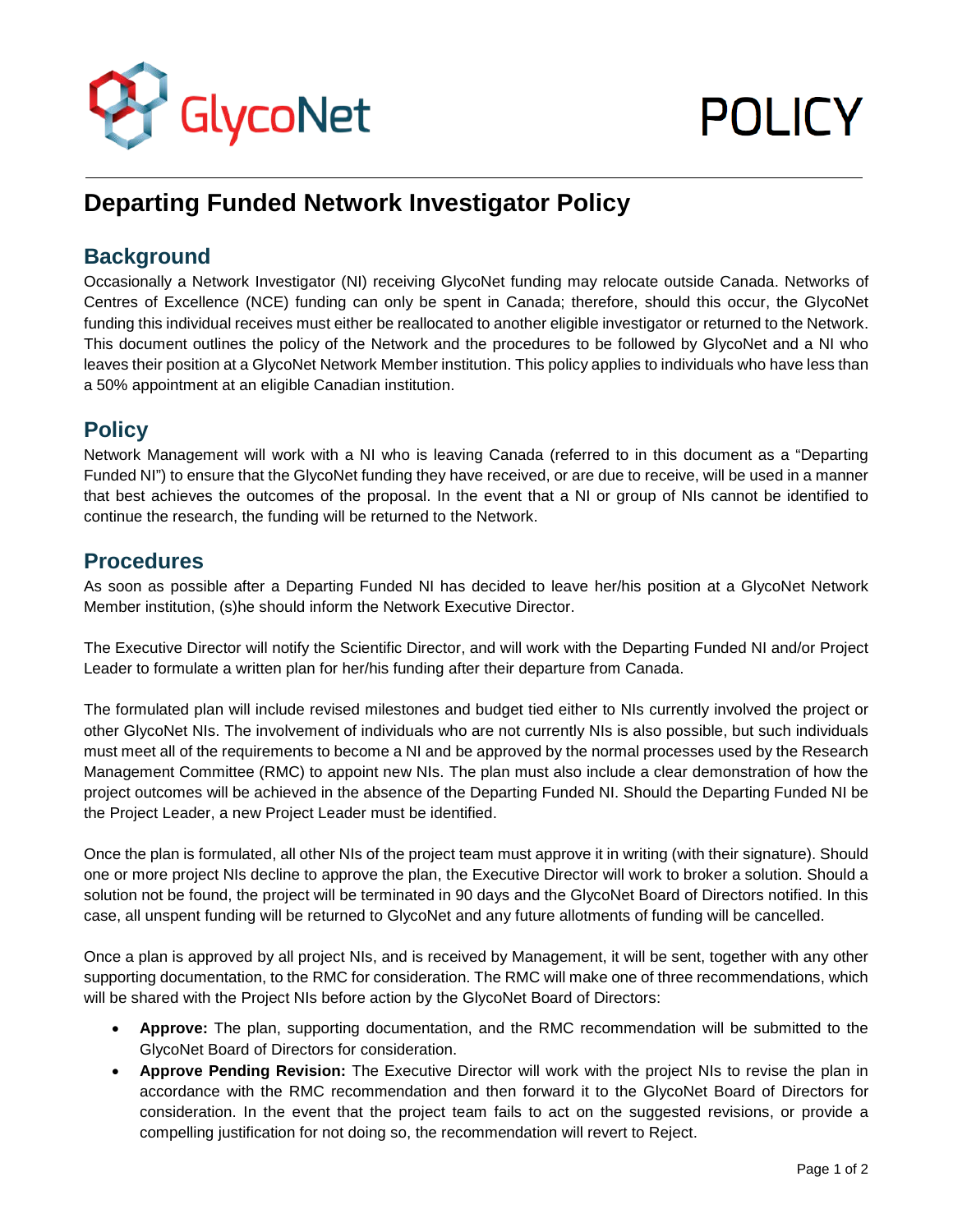GlycoNet

POLICY

# Departing Funded Network Investigator Policy

## Background

Occasionally a Network Investigator (NI) receiving GlycoNet funding may relocate outside Canada. Networks of Centres of Excellence (NCE) funding can only be spent in Canada; therefore, should this occur, the GlycoNet funding this individual receives must either be reallocated to another eligible investigator or returned to the Network. This document outlines the policy of the Network and the procedures to be followed by GlycoNet and a NI who leaves their position at a GlycoNet Network Member institution. This policy applies to individuals who have less than a 50% appointment at an eligible Canadian institution.

## Policy

Network Management will work with a NI who is leaving Canada (referred to in this document as a "Departing Funded NI") to ensure that the GlycoNet funding they have received, or are due to receive, will be used in a manner that best achieves the outcomes of the proposal. In the event that a NI or group of NIs cannot be identified to continue the research, the funding will be returned to the Network.

## Procedures

As soon as possible after a Departing Funded NI has decided to leave her/his position at a GlycoNet Network Member institution, (s)he should inform the Network Executive Director.

The Executive Director will notify the Scientific Director, and will work with the Departing Funded NI and/or Project Leader to formulate a written plan for her/his funding after their departure from Canada.

The formulated plan will include revised milestones and budget tied either to NIs currently involved the project or other GlycoNet NIs. The involvement of individuals who are not currently NIs is also possible, but such individuals must meet all of the requirements to become a NI and be approved by the normal processes used by the Research Management Committee (RMC) to appoint new NIs. The plan must also include a clear demonstration of how the project outcomes will be achieved in the absence of the Departing Funded NI. Should the Departing Funded NI be the Project Leader, a new Project Leader must be identified.

Once the plan is formulated, all other NIs of the project team must approve it in writing (with their signature). Should one or more project NIs decline to approve the plan, the Executive Director will work to broker a solution. Should a solution not be found, the project will be terminated in 90 days and the GlycoNet Board of Directors notified. In this case, all unspent funding will be returned to GlycoNet and any future allotments of funding will be cancelled.

Once a plan is approved by all project NIs, and is received by Management, it will be sent, together with any other supporting documentation, to the RMC for consideration. The RMC will make one of three recommendations, which will be shared with the Project NIs before action by the GlycoNet Board of Directors:

- **Approve:** The plan, supporting documentation, and the RMC recommendation will be submitted to the GlycoNet Board of Directors for consideration.
- **Approve Pending Revision:** The Executive Director will work with the project NIs to revise the plan in accordance with the RMC recommendation and then forward it to the GlycoNet Board of Directors for consideration. In the event that the project team fails to act on the suggested revisions, or provide a compelling justification for not doing so, the recommendation will revert to Reject.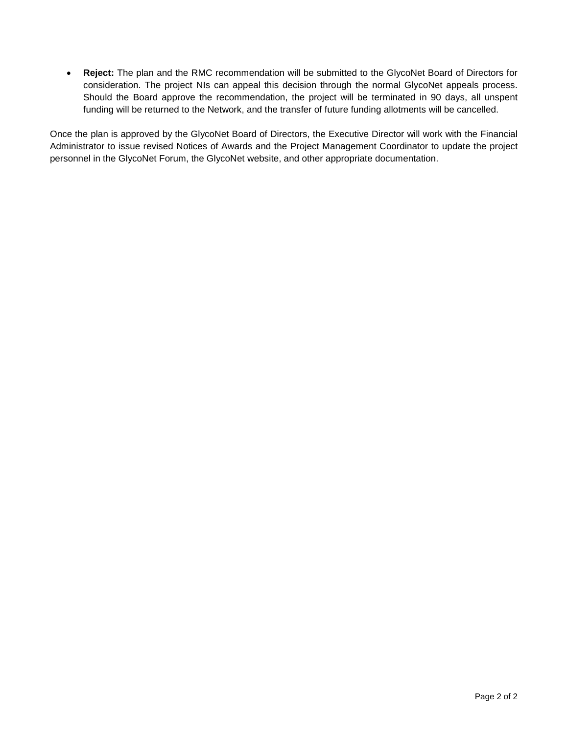- **Reject:** The plan and the RMC recommendation will be submitted to the GlycoNet Board of Directors for consideration. The project NIs can appeal this decision through the normal GlycoNet appeals process. Should the Board approve the recommendation, the project will be terminated in 90 days, all unspent funding will be returned to the Network, and the transfer of future funding allotments will be cancelled.

Once the plan is approved by the GlycoNet Board of Directors, the Executive Director will work with the Financial Administrator to issue revised Notices of Awards and the Project Management Coordinator to update the project personnel in the GlycoNet Forum, the GlycoNet website, and other appropriate documentation.